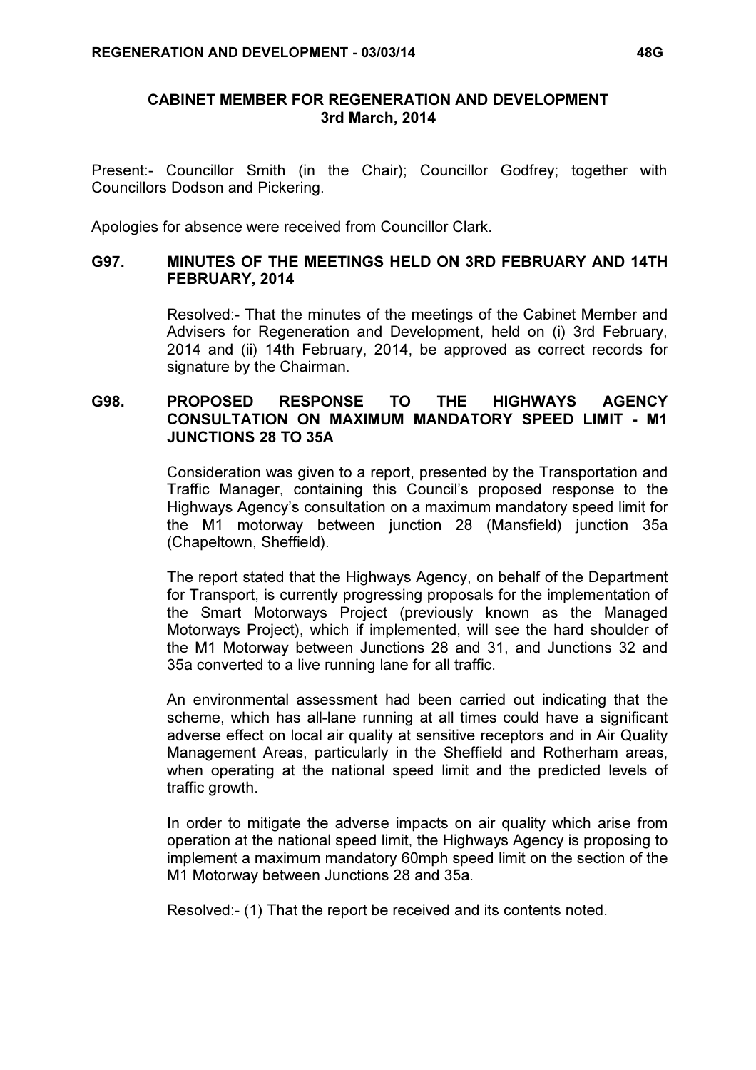# CABINET MEMBER FOR REGENERATION AND DEVELOPMENT
## 3rd March, 2014

Present:- Councillor Smith (in the Chair); Councillor Godfrey; together with Councillors Dodson and Pickering.

Apologies for absence were received from Councillor Clark.

### G97. MINUTES OF THE MEETINGS HELD ON 3RD FEBRUARY AND 14TH FEBRUARY, 2014

Resolved:- That the minutes of the meetings of the Cabinet Member and Advisers for Regeneration and Development, held on (i) 3rd February, 2014 and (ii) 14th February, 2014, be approved as correct records for signature by the Chairman.

### G98. PROPOSED RESPONSE TO THE HIGHWAYS AGENCY CONSULTATION ON MAXIMUM MANDATORY SPEED LIMIT - M1 JUNCTIONS 28 TO 35A

Consideration was given to a report, presented by the Transportation and Traffic Manager, containing this Council's proposed response to the Highways Agency's consultation on a maximum mandatory speed limit for the M1 motorway between junction 28 (Mansfield) junction 35a (Chapeltown, Sheffield).

The report stated that the Highways Agency, on behalf of the Department for Transport, is currently progressing proposals for the implementation of the Smart Motorways Project (previously known as the Managed Motorways Project), which if implemented, will see the hard shoulder of the M1 Motorway between Junctions 28 and 31, and Junctions 32 and 35a converted to a live running lane for all traffic.

An environmental assessment had been carried out indicating that the scheme, which has all-lane running at all times could have a significant adverse effect on local air quality at sensitive receptors and in Air Quality Management Areas, particularly in the Sheffield and Rotherham areas, when operating at the national speed limit and the predicted levels of traffic growth.

In order to mitigate the adverse impacts on air quality which arise from operation at the national speed limit, the Highways Agency is proposing to implement a maximum mandatory 60mph speed limit on the section of the M1 Motorway between Junctions 28 and 35a.

Resolved:- (1) That the report be received and its contents noted.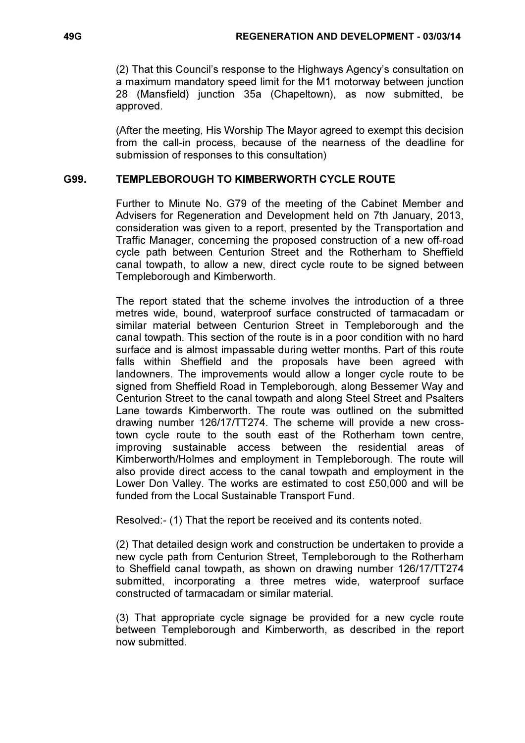(2) That this Council's response to the Highways Agency's consultation on a maximum mandatory speed limit for the M1 motorway between junction 28 (Mansfield) junction 35a (Chapeltown), as now submitted, be approved.

(After the meeting, His Worship The Mayor agreed to exempt this decision from the call-in process, because of the nearness of the deadline for submission of responses to this consultation)

## G99. TEMPLEBOROUGH TO KIMBERWORTH CYCLE ROUTE

Further to Minute No. G79 of the meeting of the Cabinet Member and Advisers for Regeneration and Development held on 7th January, 2013, consideration was given to a report, presented by the Transportation and Traffic Manager, concerning the proposed construction of a new off-road cycle path between Centurion Street and the Rotherham to Sheffield canal towpath, to allow a new, direct cycle route to be signed between Templeborough and Kimberworth.

The report stated that the scheme involves the introduction of a three metres wide, bound, waterproof surface constructed of tarmacadam or similar material between Centurion Street in Templeborough and the canal towpath. This section of the route is in a poor condition with no hard surface and is almost impassable during wetter months. Part of this route falls within Sheffield and the proposals have been agreed with landowners. The improvements would allow a longer cycle route to be signed from Sheffield Road in Templeborough, along Bessemer Way and Centurion Street to the canal towpath and along Steel Street and Psalters Lane towards Kimberworth. The route was outlined on the submitted drawing number 126/17/TT274. The scheme will provide a new cross-town cycle route to the south east of the Rotherham town centre, improving sustainable access between the residential areas of Kimberworth/Holmes and employment in Templeborough. The route will also provide direct access to the canal towpath and employment in the Lower Don Valley. The works are estimated to cost £50,000 and will be funded from the Local Sustainable Transport Fund.

Resolved:- (1) That the report be received and its contents noted.

(2) That detailed design work and construction be undertaken to provide a new cycle path from Centurion Street, Templeborough to the Rotherham to Sheffield canal towpath, as shown on drawing number 126/17/TT274 submitted, incorporating a three metres wide, waterproof surface constructed of tarmacadam or similar material.

(3) That appropriate cycle signage be provided for a new cycle route between Templeborough and Kimberworth, as described in the report now submitted.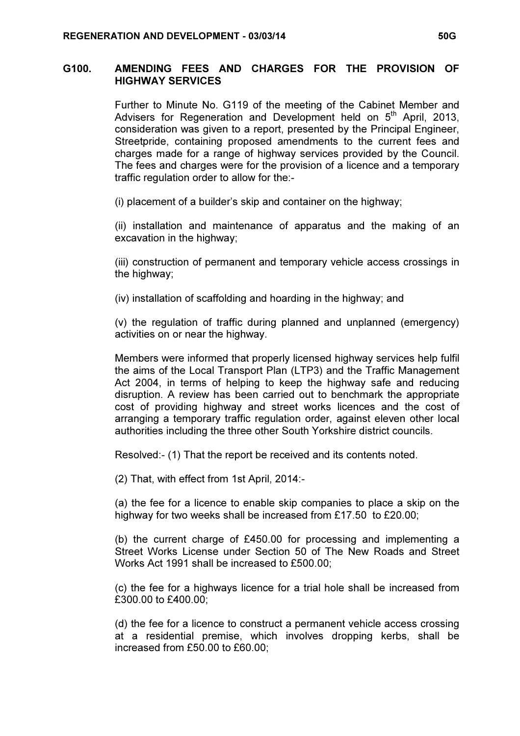## G100. AMENDING FEES AND CHARGES FOR THE PROVISION OF HIGHWAY SERVICES

Further to Minute No. G119 of the meeting of the Cabinet Member and Advisers for Regeneration and Development held on 5th April, 2013, consideration was given to a report, presented by the Principal Engineer, Streetpride, containing proposed amendments to the current fees and charges made for a range of highway services provided by the Council. The fees and charges were for the provision of a licence and a temporary traffic regulation order to allow for the:-

(i) placement of a builder's skip and container on the highway;

(ii) installation and maintenance of apparatus and the making of an excavation in the highway;

(iii) construction of permanent and temporary vehicle access crossings in the highway;

(iv) installation of scaffolding and hoarding in the highway; and

(v) the regulation of traffic during planned and unplanned (emergency) activities on or near the highway.

Members were informed that properly licensed highway services help fulfil the aims of the Local Transport Plan (LTP3) and the Traffic Management Act 2004, in terms of helping to keep the highway safe and reducing disruption. A review has been carried out to benchmark the appropriate cost of providing highway and street works licences and the cost of arranging a temporary traffic regulation order, against eleven other local authorities including the three other South Yorkshire district councils.

Resolved:- (1) That the report be received and its contents noted.

(2) That, with effect from 1st April, 2014:-

(a) the fee for a licence to enable skip companies to place a skip on the highway for two weeks shall be increased from £17.50 to £20.00;

(b) the current charge of £450.00 for processing and implementing a Street Works License under Section 50 of The New Roads and Street Works Act 1991 shall be increased to £500.00;

(c) the fee for a highways licence for a trial hole shall be increased from £300.00 to £400.00;

(d) the fee for a licence to construct a permanent vehicle access crossing at a residential premise, which involves dropping kerbs, shall be increased from £50.00 to £60.00;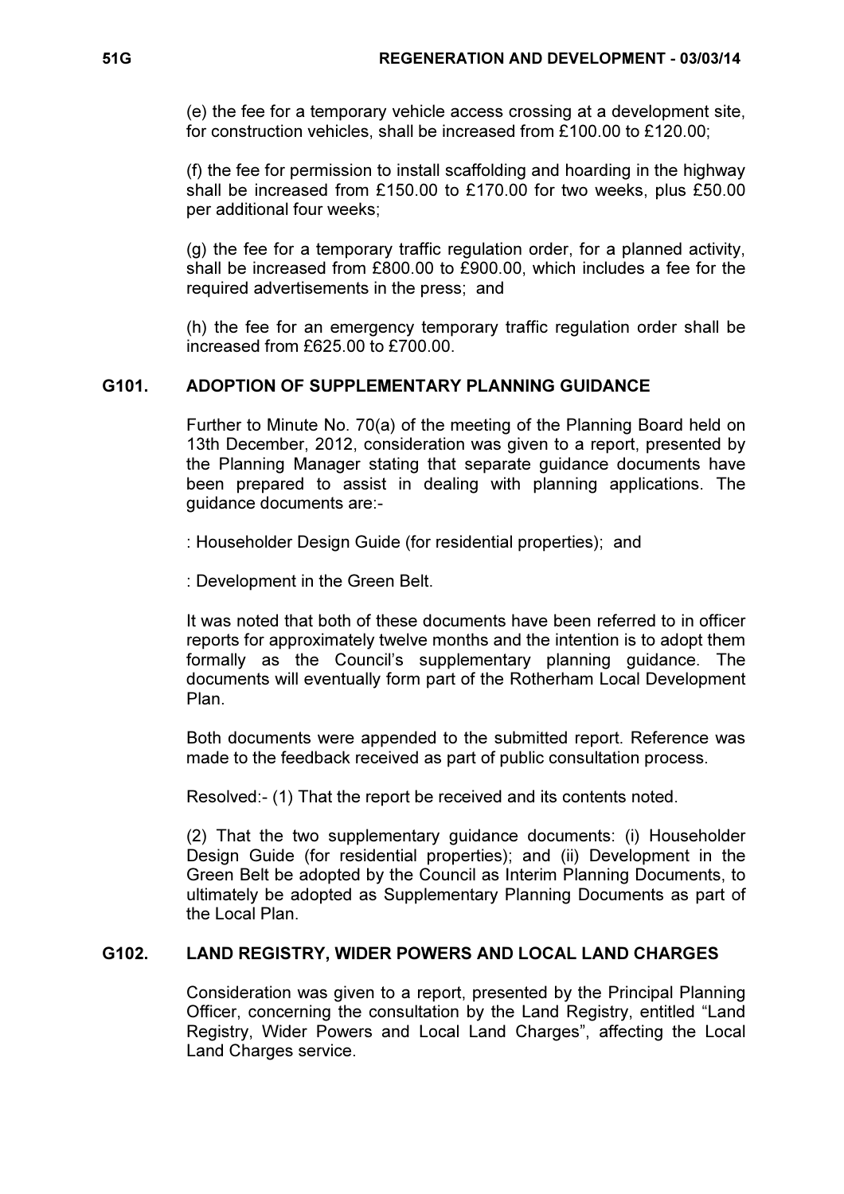(e) the fee for a temporary vehicle access crossing at a development site, for construction vehicles, shall be increased from £100.00 to £120.00;

(f) the fee for permission to install scaffolding and hoarding in the highway shall be increased from £150.00 to £170.00 for two weeks, plus £50.00 per additional four weeks;

(g) the fee for a temporary traffic regulation order, for a planned activity, shall be increased from £800.00 to £900.00, which includes a fee for the required advertisements in the press; and

(h) the fee for an emergency temporary traffic regulation order shall be increased from £625.00 to £700.00.

## G101. ADOPTION OF SUPPLEMENTARY PLANNING GUIDANCE

Further to Minute No. 70(a) of the meeting of the Planning Board held on 13th December, 2012, consideration was given to a report, presented by the Planning Manager stating that separate guidance documents have been prepared to assist in dealing with planning applications. The guidance documents are:-

: Householder Design Guide (for residential properties); and

: Development in the Green Belt.

It was noted that both of these documents have been referred to in officer reports for approximately twelve months and the intention is to adopt them formally as the Council's supplementary planning guidance. The documents will eventually form part of the Rotherham Local Development Plan.

Both documents were appended to the submitted report. Reference was made to the feedback received as part of public consultation process.

Resolved:- (1) That the report be received and its contents noted.

(2) That the two supplementary guidance documents: (i) Householder Design Guide (for residential properties); and (ii) Development in the Green Belt be adopted by the Council as Interim Planning Documents, to ultimately be adopted as Supplementary Planning Documents as part of the Local Plan.

## G102. LAND REGISTRY, WIDER POWERS AND LOCAL LAND CHARGES

Consideration was given to a report, presented by the Principal Planning Officer, concerning the consultation by the Land Registry, entitled "Land Registry, Wider Powers and Local Land Charges", affecting the Local Land Charges service.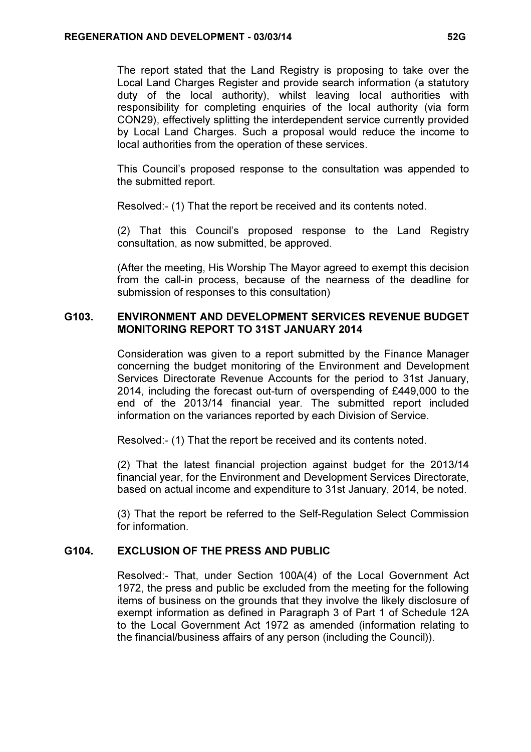The report stated that the Land Registry is proposing to take over the Local Land Charges Register and provide search information (a statutory duty of the local authority), whilst leaving local authorities with responsibility for completing enquiries of the local authority (via form CON29), effectively splitting the interdependent service currently provided by Local Land Charges. Such a proposal would reduce the income to local authorities from the operation of these services.

This Council's proposed response to the consultation was appended to the submitted report.

Resolved:- (1) That the report be received and its contents noted.

(2) That this Council's proposed response to the Land Registry consultation, as now submitted, be approved.

(After the meeting, His Worship The Mayor agreed to exempt this decision from the call-in process, because of the nearness of the deadline for submission of responses to this consultation)

## G103. ENVIRONMENT AND DEVELOPMENT SERVICES REVENUE BUDGET MONITORING REPORT TO 31ST JANUARY 2014

Consideration was given to a report submitted by the Finance Manager concerning the budget monitoring of the Environment and Development Services Directorate Revenue Accounts for the period to 31st January, 2014, including the forecast out-turn of overspending of £449,000 to the end of the 2013/14 financial year. The submitted report included information on the variances reported by each Division of Service.

Resolved:- (1) That the report be received and its contents noted.

(2) That the latest financial projection against budget for the 2013/14 financial year, for the Environment and Development Services Directorate, based on actual income and expenditure to 31st January, 2014, be noted.

(3) That the report be referred to the Self-Regulation Select Commission for information.

## G104. EXCLUSION OF THE PRESS AND PUBLIC

Resolved:- That, under Section 100A(4) of the Local Government Act 1972, the press and public be excluded from the meeting for the following items of business on the grounds that they involve the likely disclosure of exempt information as defined in Paragraph 3 of Part 1 of Schedule 12A to the Local Government Act 1972 as amended (information relating to the financial/business affairs of any person (including the Council)).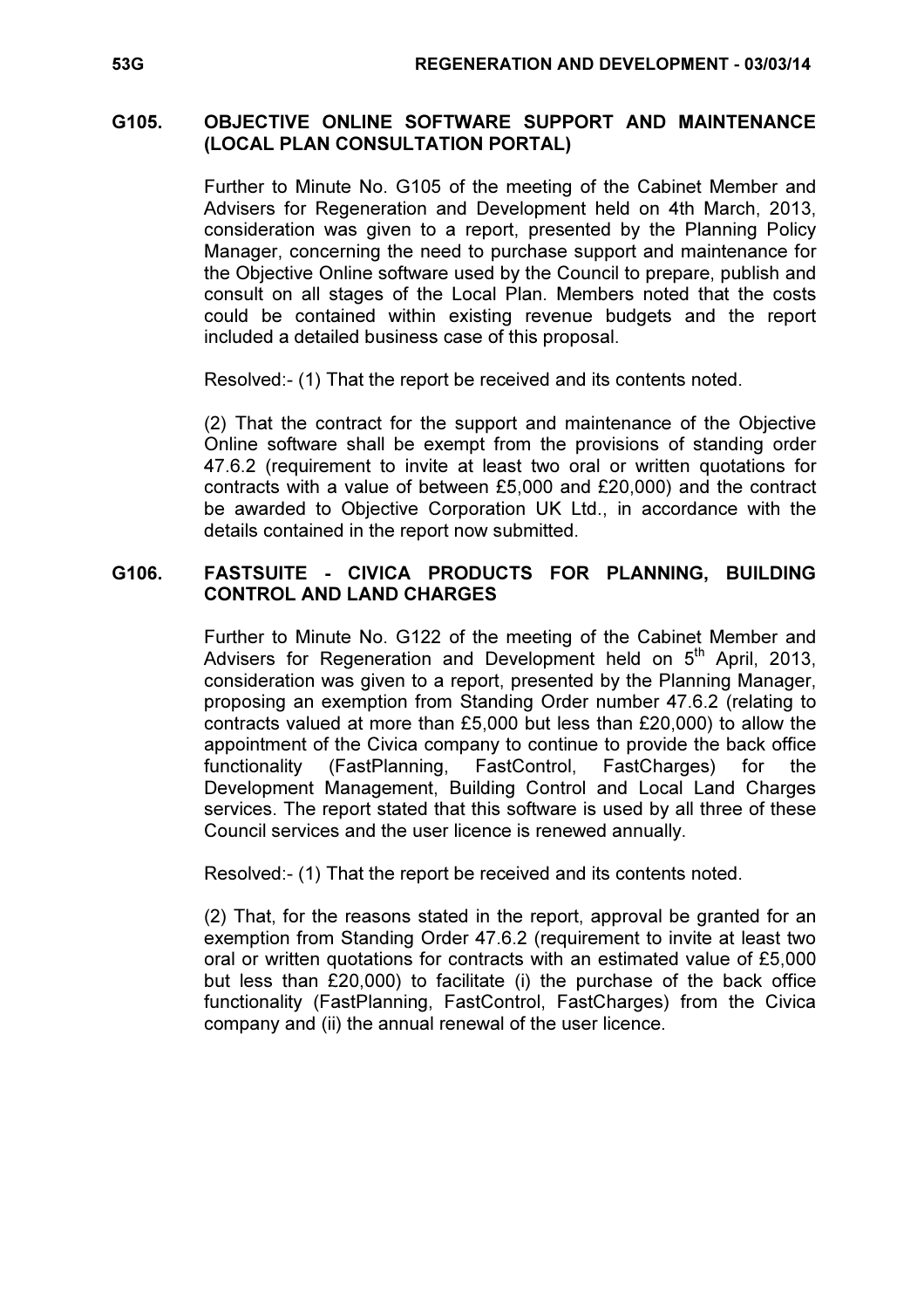## G105. OBJECTIVE ONLINE SOFTWARE SUPPORT AND MAINTENANCE (LOCAL PLAN CONSULTATION PORTAL)

Further to Minute No. G105 of the meeting of the Cabinet Member and Advisers for Regeneration and Development held on 4th March, 2013, consideration was given to a report, presented by the Planning Policy Manager, concerning the need to purchase support and maintenance for the Objective Online software used by the Council to prepare, publish and consult on all stages of the Local Plan. Members noted that the costs could be contained within existing revenue budgets and the report included a detailed business case of this proposal.

Resolved:- (1) That the report be received and its contents noted.

(2) That the contract for the support and maintenance of the Objective Online software shall be exempt from the provisions of standing order 47.6.2 (requirement to invite at least two oral or written quotations for contracts with a value of between £5,000 and £20,000) and the contract be awarded to Objective Corporation UK Ltd., in accordance with the details contained in the report now submitted.

## G106. FASTSUITE - CIVICA PRODUCTS FOR PLANNING, BUILDING CONTROL AND LAND CHARGES

Further to Minute No. G122 of the meeting of the Cabinet Member and Advisers for Regeneration and Development held on 5th April, 2013, consideration was given to a report, presented by the Planning Manager, proposing an exemption from Standing Order number 47.6.2 (relating to contracts valued at more than £5,000 but less than £20,000) to allow the appointment of the Civica company to continue to provide the back office functionality (FastPlanning, FastControl, FastCharges) for the Development Management, Building Control and Local Land Charges services. The report stated that this software is used by all three of these Council services and the user licence is renewed annually.

Resolved:- (1) That the report be received and its contents noted.

(2) That, for the reasons stated in the report, approval be granted for an exemption from Standing Order 47.6.2 (requirement to invite at least two oral or written quotations for contracts with an estimated value of £5,000 but less than £20,000) to facilitate (i) the purchase of the back office functionality (FastPlanning, FastControl, FastCharges) from the Civica company and (ii) the annual renewal of the user licence.